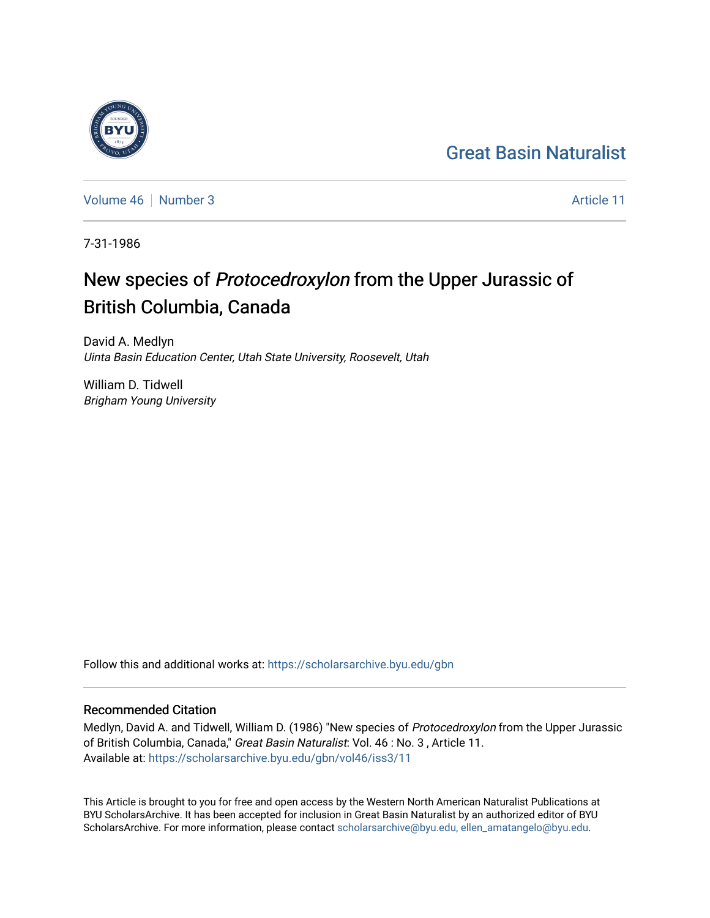Great Basin Naturalist

Volume 46 | Number 3 | Article 11

7-31-1986

# New species of *Protocedroxylon* from the Upper Jurassic of British Columbia, Canada

David A. Medlyn
*Uinta Basin Education Center, Utah State University, Roosevelt, Utah*

William D. Tidwell
*Brigham Young University*

Follow this and additional works at: https://scholarsarchive.byu.edu/gbn

## Recommended Citation

Medlyn, David A. and Tidwell, William D. (1986) "New species of *Protocedroxylon* from the Upper Jurassic of British Columbia, Canada," *Great Basin Naturalist*: Vol. 46 : No. 3 , Article 11.
Available at: https://scholarsarchive.byu.edu/gbn/vol46/iss3/11

This Article is brought to you for free and open access by the Western North American Naturalist Publications at BYU ScholarsArchive. It has been accepted for inclusion in Great Basin Naturalist by an authorized editor of BYU ScholarsArchive. For more information, please contact scholarsarchive@byu.edu, ellen_amatangelo@byu.edu.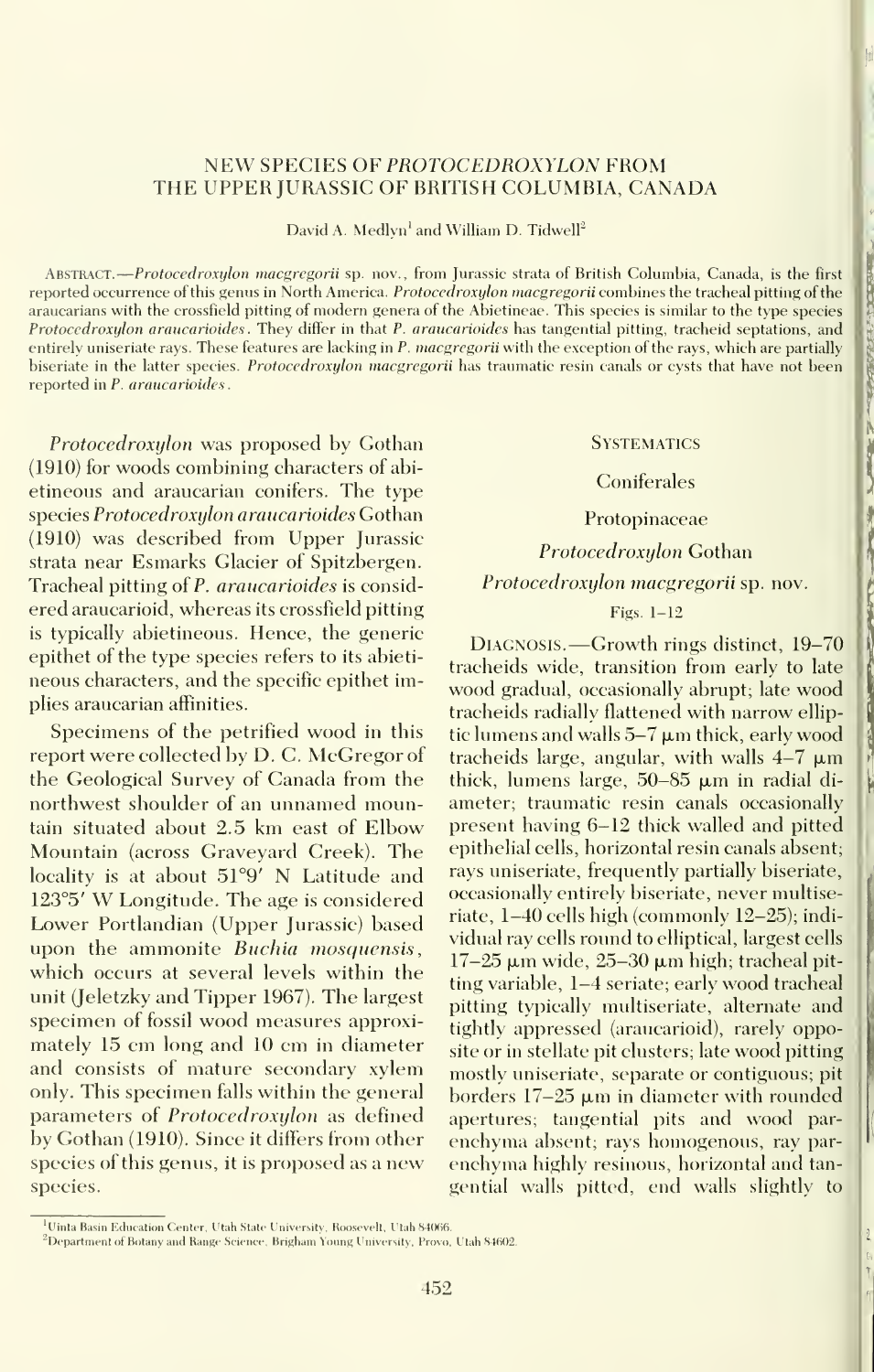# NEW SPECIES OF *PROTOCEDROXYLON* FROM THE UPPER JURASSIC OF BRITISH COLUMBIA, CANADA

David A. Medlyn[1] and William D. Tidwell[2]

ABSTRACT.—*Protocedroxylon macgregorii* sp. nov., from Jurassic strata of British Columbia, Canada, is the first reported occurrence of this genus in North America. *Protocedroxylon macgregorii* combines the tracheal pitting of the araucarians with the crossfield pitting of modern genera of the Abietineae. This species is similar to the type species *Protocedroxylon araucarioides*. They differ in that *P. araucarioides* has tangential pitting, tracheid septations, and entirely uniseriate rays. These features are lacking in *P. macgregorii* with the exception of the rays, which are partially biseriate in the latter species. *Protocedroxylon macgregorii* has traumatic resin canals or cysts that have not been reported in *P. araucarioides*.

*Protocedroxylon* was proposed by Gothan (1910) for woods combining characters of abietineous and araucarian conifers. The type species *Protocedroxylon araucarioides* Gothan (1910) was described from Upper Jurassic strata near Esmarks Glacier of Spitzbergen. Tracheal pitting of *P. araucarioides* is considered araucarioid, whereas its crossfield pitting is typically abietineous. Hence, the generic epithet of the type species refers to its abietineous characters, and the specific epithet implies araucarian affinities.

Specimens of the petrified wood in this report were collected by D. C. McGregor of the Geological Survey of Canada from the northwest shoulder of an unnamed mountain situated about 2.5 km east of Elbow Mountain (across Graveyard Creek). The locality is at about 51°9′ N Latitude and 123°5′ W Longitude. The age is considered Lower Portlandian (Upper Jurassic) based upon the ammonite *Buchia mosquensis*, which occurs at several levels within the unit (Jeletzky and Tipper 1967). The largest specimen of fossil wood measures approximately 15 cm long and 10 cm in diameter and consists of mature secondary xylem only. This specimen falls within the general parameters of *Protocedroxylon* as defined by Gothan (1910). Since it differs from other species of this genus, it is proposed as a new species.

## SYSTEMATICS

Coniferales

Protopinaceae

*Protocedroxylon* Gothan

*Protocedroxylon macgregorii* sp. nov.

Figs. 1–12

DIAGNOSIS.—Growth rings distinct, 19–70 tracheids wide, transition from early to late wood gradual, occasionally abrupt; late wood tracheids radially flattened with narrow elliptic lumens and walls 5–7 μm thick, early wood tracheids large, angular, with walls 4–7 μm thick, lumens large, 50–85 μm in radial diameter; traumatic resin canals occasionally present having 6–12 thick walled and pitted epithelial cells, horizontal resin canals absent; rays uniseriate, frequently partially biseriate, occasionally entirely biseriate, never multiseriate, 1–40 cells high (commonly 12–25); individual ray cells round to elliptical, largest cells 17–25 μm wide, 25–30 μm high; tracheal pitting variable, 1–4 seriate; early wood tracheal pitting typically multiseriate, alternate and tightly appressed (araucarioid), rarely opposite or in stellate pit clusters; late wood pitting mostly uniseriate, separate or contiguous; pit borders 17–25 μm in diameter with rounded apertures; tangential pits and wood parenchyma absent; rays homogenous, ray parenchyma highly resinous, horizontal and tangential walls pitted, end walls slightly to

[1]Uinta Basin Education Center, Utah State University, Roosevelt, Utah 84066.

[2]Department of Botany and Range Science, Brigham Young University, Provo, Utah 84602.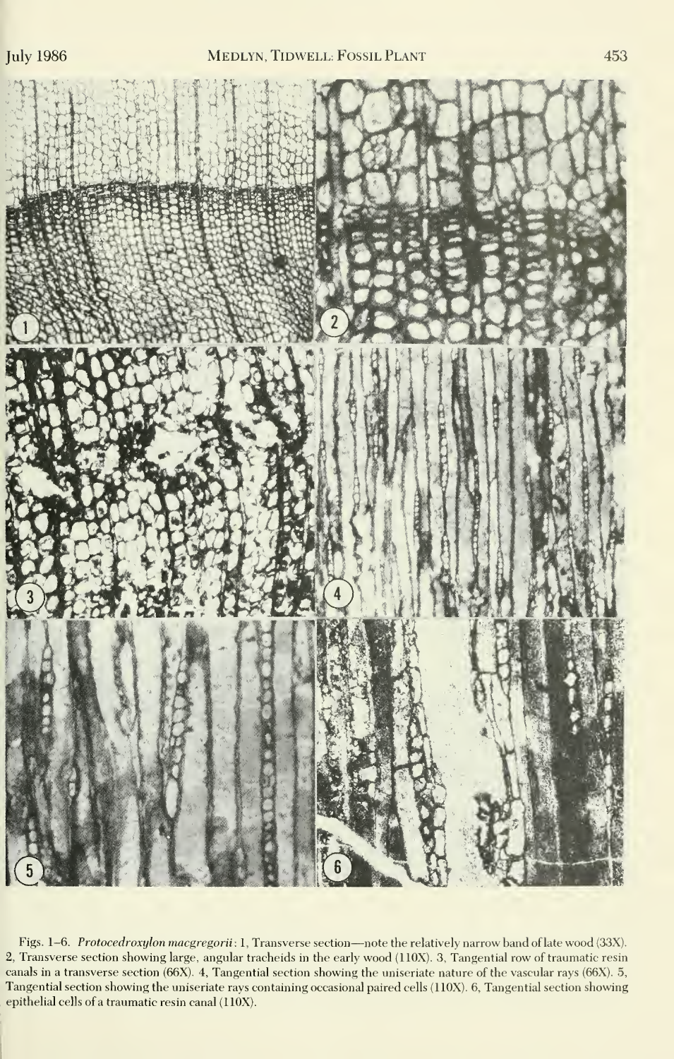Figs. 1–6. *Protocedroxylon macgregorii*: 1, Transverse section—note the relatively narrow band of late wood (33X). 2, Transverse section showing large, angular tracheids in the early wood (110X). 3, Tangential row of traumatic resin canals in a transverse section (66X). 4, Tangential section showing the uniseriate nature of the vascular rays (66X). 5, Tangential section showing the uniseriate rays containing occasional paired cells (110X). 6, Tangential section showing epithelial cells of a traumatic resin canal (110X).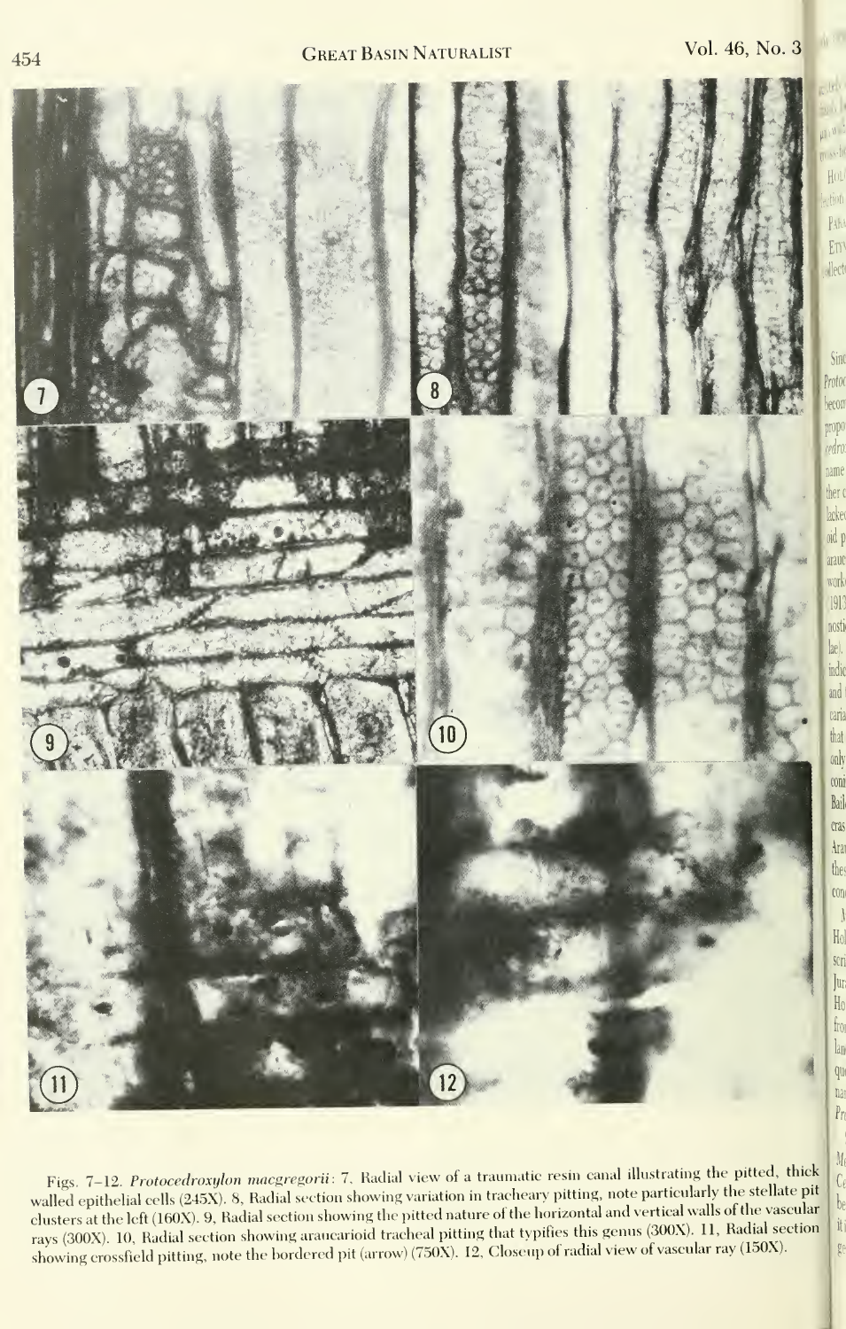Figs. 7–12. *Protocedroxylon macgregorii*: 7, Radial view of a traumatic resin canal illustrating the pitted, thick walled epithelial cells (245X). 8, Radial section showing variation in tracheary pitting, note particularly the stellate pit clusters at the left (160X). 9, Radial section showing the pitted nature of the horizontal and vertical walls of the vascular rays (300X). 10, Radial section showing araucarioid tracheal pitting that typifies this genus (300X). 11, Radial section showing crossfield pitting, note the bordered pit (arrow) (750X). 12, Closeup of radial view of vascular ray (150X).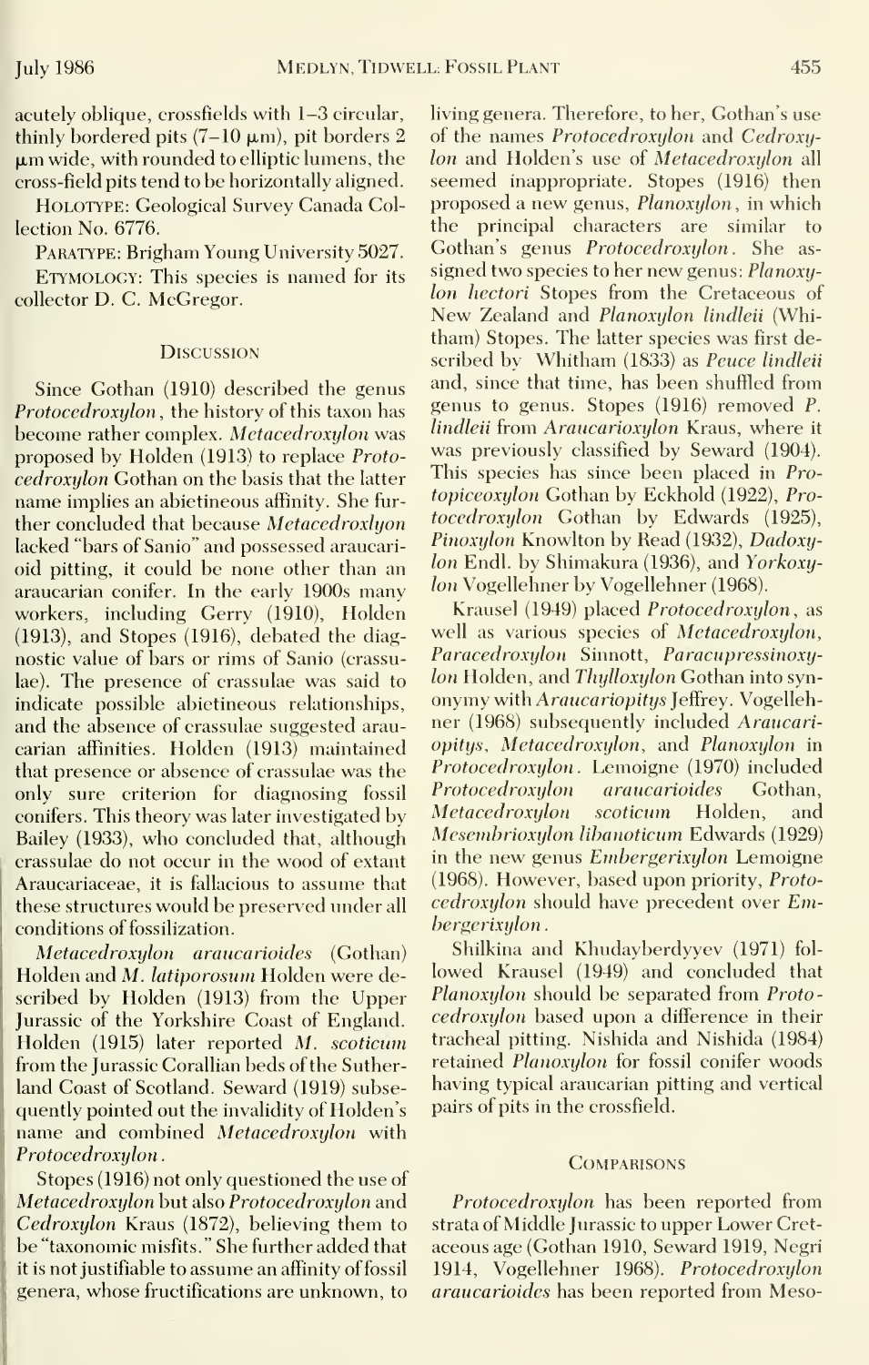acutely oblique, crossfields with 1–3 circular, thinly bordered pits (7–10 μm), pit borders 2 μm wide, with rounded to elliptic lumens, the cross-field pits tend to be horizontally aligned.

HOLOTYPE: Geological Survey Canada Collection No. 6776.

PARATYPE: Brigham Young University 5027.

ETYMOLOGY: This species is named for its collector D. C. McGregor.

## Discussion

Since Gothan (1910) described the genus *Protocedroxylon*, the history of this taxon has become rather complex. *Metacedroxylon* was proposed by Holden (1913) to replace *Protocedroxylon* Gothan on the basis that the latter name implies an abietineous affinity. She further concluded that because *Metacedroxlyon* lacked "bars of Sanio" and possessed araucarioid pitting, it could be none other than an araucarian conifer. In the early 1900s many workers, including Gerry (1910), Holden (1913), and Stopes (1916), debated the diagnostic value of bars or rims of Sanio (crassulae). The presence of crassulae was said to indicate possible abietineous relationships, and the absence of crassulae suggested araucarian affinities. Holden (1913) maintained that presence or absence of crassulae was the only sure criterion for diagnosing fossil conifers. This theory was later investigated by Bailey (1933), who concluded that, although crassulae do not occur in the wood of extant Araucariaceae, it is fallacious to assume that these structures would be preserved under all conditions of fossilization.

*Metacedroxylon araucarioides* (Gothan) Holden and *M. latiporosum* Holden were described by Holden (1913) from the Upper Jurassic of the Yorkshire Coast of England. Holden (1915) later reported *M. scoticum* from the Jurassic Corallian beds of the Sutherland Coast of Scotland. Seward (1919) subsequently pointed out the invalidity of Holden's name and combined *Metacedroxylon* with *Protocedroxylon*.

Stopes (1916) not only questioned the use of *Metacedroxylon* but also *Protocedroxylon* and *Cedroxylon* Kraus (1872), believing them to be "taxonomic misfits." She further added that it is not justifiable to assume an affinity of fossil genera, whose fructifications are unknown, to living genera. Therefore, to her, Gothan's use of the names *Protocedroxylon* and *Cedroxylon* and Holden's use of *Metacedroxylon* all seemed inappropriate. Stopes (1916) then proposed a new genus, *Planoxylon*, in which the principal characters are similar to Gothan's genus *Protocedroxylon*. She assigned two species to her new genus: *Planoxylon hectori* Stopes from the Cretaceous of New Zealand and *Planoxylon lindleii* (Whitham) Stopes. The latter species was first described by Whitham (1833) as *Peuce lindleii* and, since that time, has been shuffled from genus to genus. Stopes (1916) removed *P. lindleii* from *Araucarioxylon* Kraus, where it was previously classified by Seward (1904). This species has since been placed in *Protopiceoxylon* Gothan by Eckhold (1922), *Protocedroxylon* Gothan by Edwards (1925), *Pinoxylon* Knowlton by Read (1932), *Dadoxylon* Endl. by Shimakura (1936), and *Yorkoxylon* Vogellehner by Vogellehner (1968).

Krausel (1949) placed *Protocedroxylon*, as well as various species of *Metacedroxylon*, *Paracedroxylon* Sinnott, *Paracupressinoxylon* Holden, and *Thylloxylon* Gothan into synonymy with *Araucariopitys* Jeffrey. Vogellehner (1968) subsequently included *Araucariopitys*, *Metacedroxylon*, and *Planoxylon* in *Protocedroxylon*. Lemoigne (1970) included *Protocedroxylon araucarioides* Gothan, *Metacedroxylon scoticum* Holden, and *Mesembrioxylon libanoticum* Edwards (1929) in the new genus *Embergerixylon* Lemoigne (1968). However, based upon priority, *Protocedroxylon* should have precedent over *Embergerixylon*.

Shilkina and Khudayberdyyev (1971) followed Krausel (1949) and concluded that *Planoxylon* should be separated from *Protocedroxylon* based upon a difference in their tracheal pitting. Nishida and Nishida (1984) retained *Planoxylon* for fossil conifer woods having typical araucarian pitting and vertical pairs of pits in the crossfield.

## Comparisons

*Protocedroxylon* has been reported from strata of Middle Jurassic to upper Lower Cretaceous age (Gothan 1910, Seward 1919, Negri 1914, Vogellehner 1968). *Protocedroxylon araucarioides* has been reported from Meso-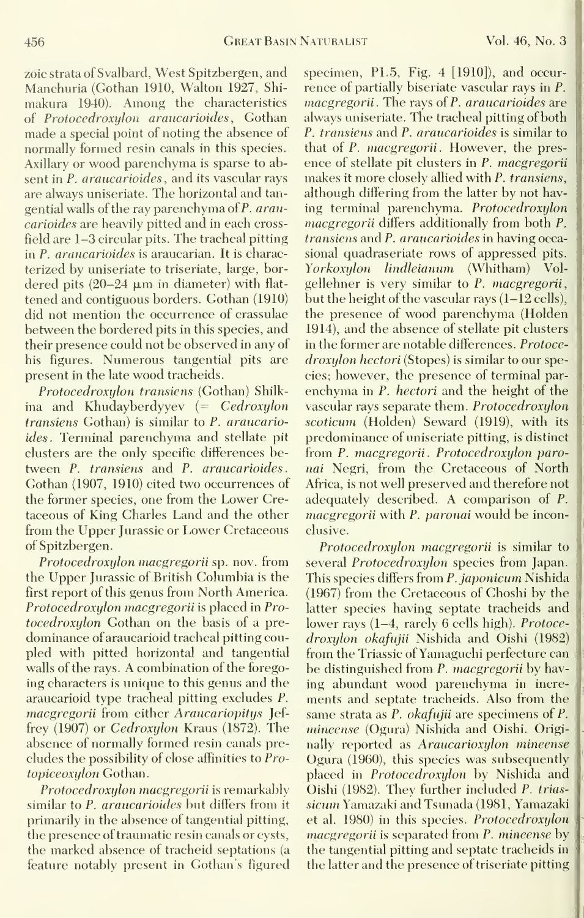zoic strata of Svalbard, West Spitzbergen, and Manchuria (Gothan 1910, Walton 1927, Shimakura 1940). Among the characteristics of *Protocedroxylon araucarioides*, Gothan made a special point of noting the absence of normally formed resin canals in this species. Axillary or wood parenchyma is sparse to absent in *P. araucarioides*, and its vascular rays are always uniseriate. The horizontal and tangential walls of the ray parenchyma of *P. araucarioides* are heavily pitted and in each cross-field are 1–3 circular pits. The tracheal pitting in *P. araucarioides* is araucarian. It is characterized by uniseriate to triseriate, large, bordered pits (20–24 μm in diameter) with flattened and contiguous borders. Gothan (1910) did not mention the occurrence of crassulae between the bordered pits in this species, and their presence could not be observed in any of his figures. Numerous tangential pits are present in the late wood tracheids.

*Protocedroxylon transiens* (Gothan) Shilkina and Khudayberdyyev (= *Cedroxylon transiens* Gothan) is similar to *P. araucarioides*. Terminal parenchyma and stellate pit clusters are the only specific differences between *P. transiens* and *P. araucarioides*. Gothan (1907, 1910) cited two occurrences of the former species, one from the Lower Cretaceous of King Charles Land and the other from the Upper Jurassic or Lower Cretaceous of Spitzbergen.

*Protocedroxylon macgregorii* sp. nov. from the Upper Jurassic of British Columbia is the first report of this genus from North America. *Protocedroxylon macgregorii* is placed in *Protocedroxylon* Gothan on the basis of a predominance of araucarioid tracheal pitting coupled with pitted horizontal and tangential walls of the rays. A combination of the foregoing characters is unique to this genus and the araucarioid type tracheal pitting excludes *P. macgregorii* from either *Araucariopitys* Jeffrey (1907) or *Cedroxylon* Kraus (1872). The absence of normally formed resin canals precludes the possibility of close affinities to *Protopiceoxylon* Gothan.

*Protocedroxylon macgregorii* is remarkably similar to *P. araucarioides* but differs from it primarily in the absence of tangential pitting, the presence of traumatic resin canals or cysts, the marked absence of tracheid septations (a feature notably present in Gothan's figured specimen, Pl.5, Fig. 4 [1910]), and occurrence of partially biseriate vascular rays in *P. macgregorii*. The rays of *P. araucarioides* are always uniseriate. The tracheal pitting of both *P. transiens* and *P. araucarioides* is similar to that of *P. macgregorii*. However, the presence of stellate pit clusters in *P. macgregorii* makes it more closely allied with *P. transiens*, although differing from the latter by not having terminal parenchyma. *Protocedroxylon macgregorii* differs additionally from both *P. transiens* and *P. araucarioides* in having occasional quadraseriate rows of appressed pits. *Yorkoxylon lindleianum* (Whitham) Volgellehner is very similar to *P. macgregorii*, but the height of the vascular rays (1–12 cells), the presence of wood parenchyma (Holden 1914), and the absence of stellate pit clusters in the former are notable differences. *Protocedroxylon hectori* (Stopes) is similar to our species; however, the presence of terminal parenchyma in *P. hectori* and the height of the vascular rays separate them. *Protocedroxylon scoticum* (Holden) Seward (1919), with its predominance of uniseriate pitting, is distinct from *P. macgregorii*. *Protocedroxylon paronai* Negri, from the Cretaceous of North Africa, is not well preserved and therefore not adequately described. A comparison of *P. macgregorii* with *P. paronai* would be inconclusive.

*Protocedroxylon macgregorii* is similar to several *Protocedroxylon* species from Japan. This species differs from *P. japonicum* Nishida (1967) from the Cretaceous of Choshi by the latter species having septate tracheids and lower rays (1–4, rarely 6 cells high). *Protocedroxylon okafujii* Nishida and Oishi (1982) from the Triassic of Yamaguchi perfecture can be distinguished from *P. macgregorii* by having abundant wood parenchyma in increments and septate tracheids. Also from the same strata as *P. okafujii* are specimens of *P. mineense* (Ogura) Nishida and Oishi. Originally reported as *Araucarioxylon mineense* Ogura (1960), this species was subsequently placed in *Protocedroxylon* by Nishida and Oishi (1982). They further included *P. triassicum* Yamazaki and Tsunada (1981, Yamazaki et al. 1980) in this species. *Protocedroxylon macgregorii* is separated from *P. mineense* by the tangential pitting and septate tracheids in the latter and the presence of triseriate pitting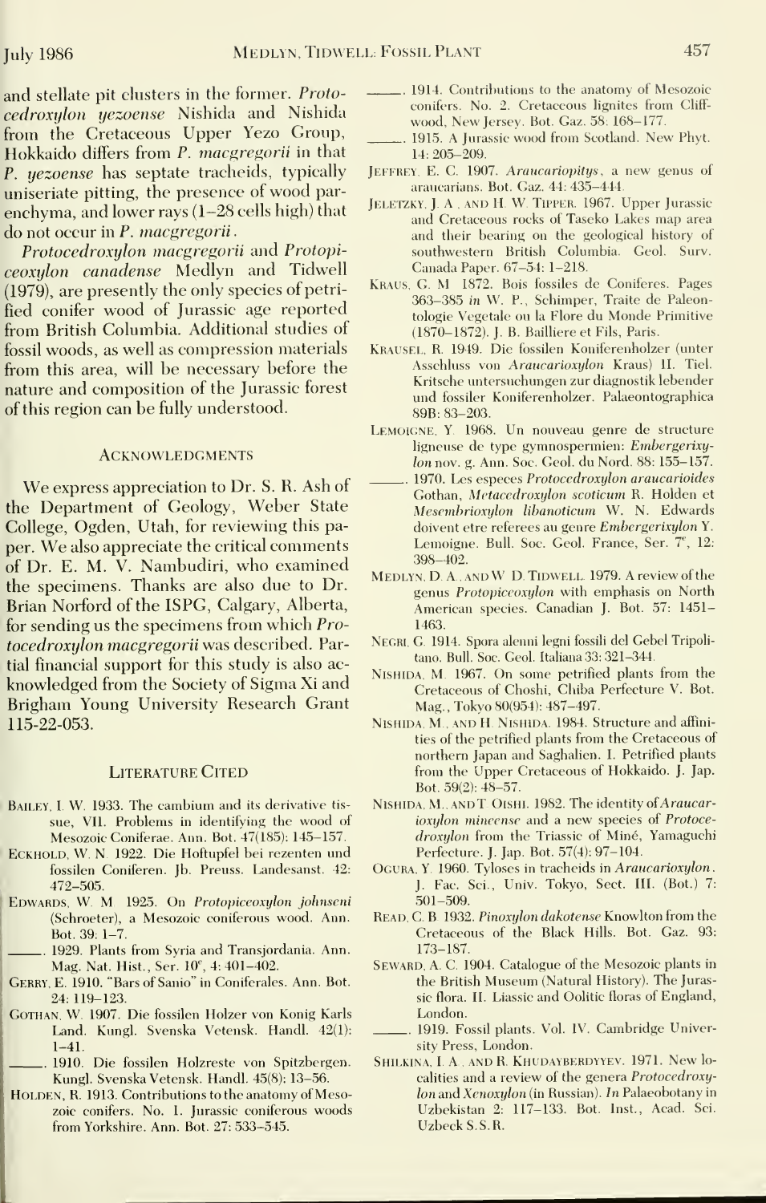and stellate pit clusters in the former. *Protocedroxylon yezoense* Nishida and Nishida from the Cretaceous Upper Yezo Group, Hokkaido differs from *P. macgregorii* in that *P. yezoense* has septate tracheids, typically uniseriate pitting, the presence of wood parenchyma, and lower rays (1–28 cells high) that do not occur in *P. macgregorii*.

*Protocedroxylon macgregorii* and *Protopiceoxylon canadense* Medlyn and Tidwell (1979), are presently the only species of petrified conifer wood of Jurassic age reported from British Columbia. Additional studies of fossil woods, as well as compression materials from this area, will be necessary before the nature and composition of the Jurassic forest of this region can be fully understood.

## Acknowledgments

We express appreciation to Dr. S. R. Ash of the Department of Geology, Weber State College, Ogden, Utah, for reviewing this paper. We also appreciate the critical comments of Dr. E. M. V. Nambudiri, who examined the specimens. Thanks are also due to Dr. Brian Norford of the ISPG, Calgary, Alberta, for sending us the specimens from which *Protocedroxylon macgregorii* was described. Partial financial support for this study is also acknowledged from the Society of Sigma Xi and Brigham Young University Research Grant 115-22-053.

## Literature Cited

Bailey, I. W. 1933. The cambium and its derivative tissue, VII. Problems in identifying the wood of Mesozoic Coniferae. Ann. Bot. 47(185): 145–157.

Eckhold, W. N. 1922. Die Hoftupfel bei rezenten und fossilen Coniferen. Jb. Preuss. Landesanst. 42: 472–505.

Edwards, W. M. 1925. On *Protopiceoxylon johnseni* (Schroeter), a Mesozoic coniferous wood. Ann. Bot. 39: 1–7.

______. 1929. Plants from Syria and Transjordania. Ann. Mag. Nat. Hist., Ser. 10°, 4: 401–402.

Gerry, E. 1910. "Bars of Sanio" in Coniferales. Ann. Bot. 24: 119–123.

Gothan, W. 1907. Die fossilen Holzer von Konig Karls Land. Kungl. Svenska Vetensk. Handl. 42(1): 1–41.

______. 1910. Die fossilen Holzreste von Spitzbergen. Kungl. Svenska Vetensk. Handl. 45(8): 13–56.

Holden, R. 1913. Contributions to the anatomy of Mesozoic conifers. No. 1. Jurassic coniferous woods from Yorkshire. Ann. Bot. 27: 533–545.

______. 1914. Contributions to the anatomy of Mesozoic conifers. No. 2. Cretaceous lignites from Cliffwood, New Jersey. Bot. Gaz. 58: 168–177.

______. 1915. A Jurassic wood from Scotland. New Phyt. 14: 205–209.

Jeffrey, E. C. 1907. *Araucariopitys*, a new genus of araucarians. Bot. Gaz. 44: 435–444.

Jeletzky, J. A., and H. W. Tipper. 1967. Upper Jurassic and Cretaceous rocks of Taseko Lakes map area and their bearing on the geological history of southwestern British Columbia. Geol. Surv. Canada Paper. 67–54: 1–218.

Kraus, G. M. 1872. Bois fossiles de Coniferes. Pages 363–385 *in* W. P., Schimper, Traite de Paleontologie Vegetale ou la Flore du Monde Primitive (1870–1872). J. B. Bailliere et Fils, Paris.

Krausel, R. 1949. Die fossilen Koniferenholzer (unter Asschluss von *Araucarioxylon* Kraus) II. Tiel. Kritsche untersuchungen zur diagnostik lebender und fossiler Koniferenholzer. Palaeontographica 89B: 83–203.

Lemoigne, Y. 1968. Un nouveau genre de structure ligneuse de type gymnospermien: *Embergerixylon* nov. g. Ann. Soc. Geol. du Nord. 88: 155–157.

______. 1970. Les especes *Protocedroxylon araucarioides* Gothan, *Metacedroxylon scoticum* R. Holden et *Mesembrioxylon libanoticum* W. N. Edwards doivent etre referees au genre *Embergerixylon* Y. Lemoigne. Bull. Soc. Geol. France, Ser. 7°, 12: 398–402.

Medlyn, D. A., and W. D. Tidwell. 1979. A review of the genus *Protopiceoxylon* with emphasis on North American species. Canadian J. Bot. 57: 1451–1463.

Negri, G. 1914. Spora alenni legni fossili del Gebel Tripolitano. Bull. Soc. Geol. Italiana 33: 321–344.

Nishida, M. 1967. On some petrified plants from the Cretaceous of Choshi, Chiba Perfecture V. Bot. Mag., Tokyo 80(954): 487–497.

Nishida, M., and H. Nishida. 1984. Structure and affinities of the petrified plants from the Cretaceous of northern Japan and Saghalien. I. Petrified plants from the Upper Cretaceous of Hokkaido. J. Jap. Bot. 59(2): 48–57.

Nishida, M., and T. Oishi. 1982. The identity of *Araucarioxylon mineense* and a new species of *Protocedroxylon* from the Triassic of Miné, Yamaguchi Perfecture. J. Jap. Bot. 57(4): 97–104.

Ogura, Y. 1960. Tyloses in tracheids in *Araucarioxylon*. J. Fac. Sci., Univ. Tokyo, Sect. III. (Bot.) 7: 501–509.

Read, C. B. 1932. *Pinoxylon dakotense* Knowlton from the Cretaceous of the Black Hills. Bot. Gaz. 93: 173–187.

Seward, A. C. 1904. Catalogue of the Mesozoic plants in the British Museum (Natural History). The Jurassic flora. II. Liassic and Oolitic floras of England, London.

______. 1919. Fossil plants. Vol. IV. Cambridge University Press, London.

Shilkina, I. A., and R. Khudayberdyyev. 1971. New localities and a review of the genera *Protocedroxylon* and *Xenoxylon* (in Russian). *In* Palaeobotany in Uzbekistan 2: 117–133. Bot. Inst., Acad. Sci. Uzbeck S.S.R.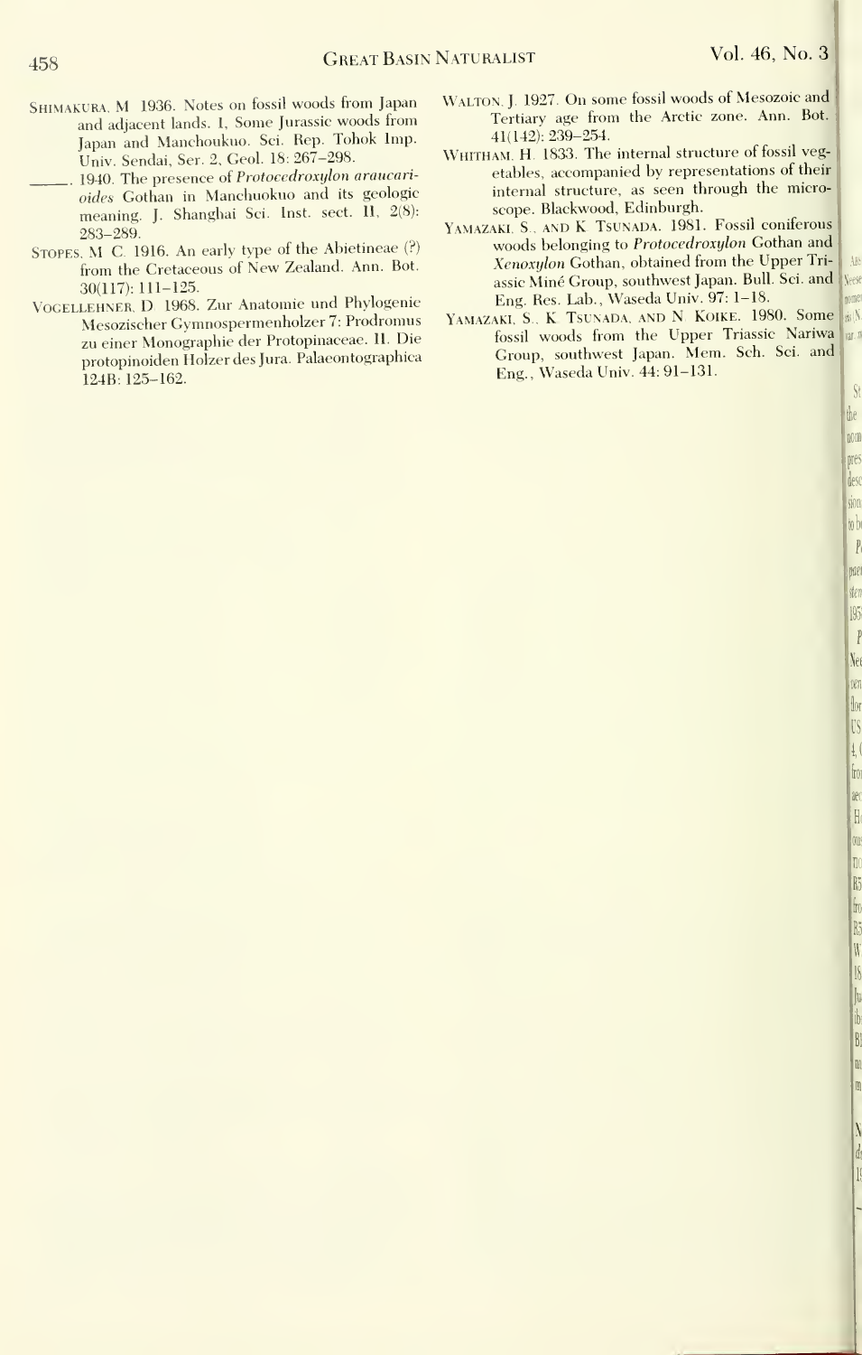Shimakura, M. 1936. Notes on fossil woods from Japan and adjacent lands. I, Some Jurassic woods from Japan and Manchoukuo. Sci. Rep. Tohok Imp. Univ. Sendai, Ser. 2, Geol. 18: 267–298.

_____. 1940. The presence of *Protocedroxylon araucarioides* Gothan in Manchuokuo and its geologic meaning. J. Shanghai Sci. Inst. sect. II, 2(8): 283–289.

Stopes, M. C. 1916. An early type of the Abietineae (?) from the Cretaceous of New Zealand. Ann. Bot. 30(117): 111–125.

Vogellehner, D. 1968. Zur Anatomie und Phylogenie Mesozischer Gymnospermenholzer 7: Prodromus zu einer Monographie der Protopinaceae. II. Die protopinoiden Holzer des Jura. Palaeontographica 124B: 125–162.

Walton, J. 1927. On some fossil woods of Mesozoic and Tertiary age from the Arctic zone. Ann. Bot. 41(142): 239–254.

Whitham, H. 1833. The internal structure of fossil vegetables, accompanied by representations of their internal structure, as seen through the microscope. Blackwood, Edinburgh.

Yamazaki, S., and K. Tsunada. 1981. Fossil coniferous woods belonging to *Protocedroxylon* Gothan and *Xenoxylon* Gothan, obtained from the Upper Triassic Miné Group, southwest Japan. Bull. Sci. and Eng. Res. Lab., Waseda Univ. 97: 1–18.

Yamazaki, S., K. Tsunada, and N. Koike. 1980. Some fossil woods from the Upper Triassic Nariwa Group, southwest Japan. Mem. Sch. Sci. and Eng., Waseda Univ. 44: 91–131.